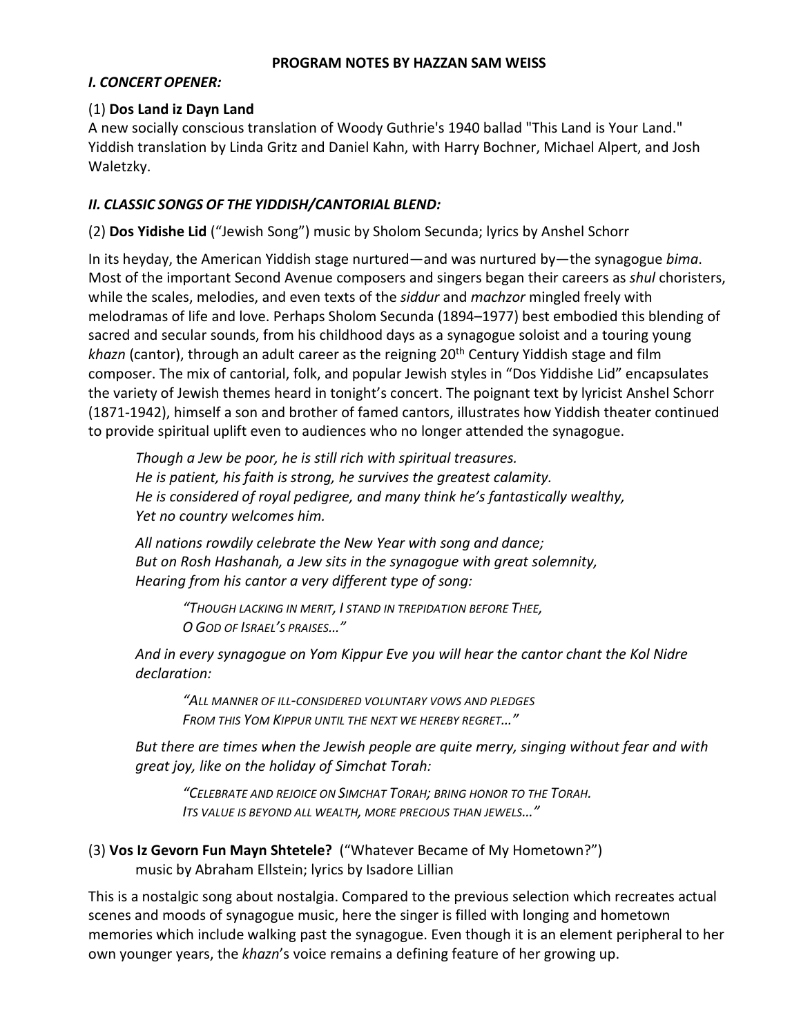# PROGRAM NOTES BY HAZZAN SAM WEISS

## *I. CONCERT OPENER:*

(1) **Dos Land iz Dayn Land**

A new socially conscious translation of Woody Guthrie's 1940 ballad "This Land is Your Land." Yiddish translation by Linda Gritz and Daniel Kahn, with Harry Bochner, Michael Alpert, and Josh Waletzky.

## *II. CLASSIC SONGS OF THE YIDDISH/CANTORIAL BLEND:*

(2) **Dos Yidishe Lid** ("Jewish Song") music by Sholom Secunda; lyrics by Anshel Schorr

In its heyday, the American Yiddish stage nurtured—and was nurtured by—the synagogue *bima*. Most of the important Second Avenue composers and singers began their careers as *shul* choristers, while the scales, melodies, and even texts of the *siddur* and *machzor* mingled freely with melodramas of life and love. Perhaps Sholom Secunda (1894–1977) best embodied this blending of sacred and secular sounds, from his childhood days as a synagogue soloist and a touring young *khazn* (cantor), through an adult career as the reigning 20th Century Yiddish stage and film composer. The mix of cantorial, folk, and popular Jewish styles in "Dos Yiddishe Lid" encapsulates the variety of Jewish themes heard in tonight's concert. The poignant text by lyricist Anshel Schorr (1871-1942), himself a son and brother of famed cantors, illustrates how Yiddish theater continued to provide spiritual uplift even to audiences who no longer attended the synagogue.

> *Though a Jew be poor, he is still rich with spiritual treasures.*
> *He is patient, his faith is strong, he survives the greatest calamity.*
> *He is considered of royal pedigree, and many think he's fantastically wealthy,*
> *Yet no country welcomes him.*
>
> *All nations rowdily celebrate the New Year with song and dance;*
> *But on Rosh Hashanah, a Jew sits in the synagogue with great solemnity,*
> *Hearing from his cantor a very different type of song:*
>
> > *"THOUGH LACKING IN MERIT, I STAND IN TREPIDATION BEFORE THEE,*
> > *O GOD OF ISRAEL'S PRAISES…"*
>
> *And in every synagogue on Yom Kippur Eve you will hear the cantor chant the Kol Nidre declaration:*
>
> > *"ALL MANNER OF ILL-CONSIDERED VOLUNTARY VOWS AND PLEDGES*
> > *FROM THIS YOM KIPPUR UNTIL THE NEXT WE HEREBY REGRET…"*
>
> *But there are times when the Jewish people are quite merry, singing without fear and with great joy, like on the holiday of Simchat Torah:*
>
> > *"CELEBRATE AND REJOICE ON SIMCHAT TORAH; BRING HONOR TO THE TORAH.*
> > *ITS VALUE IS BEYOND ALL WEALTH, MORE PRECIOUS THAN JEWELS…"*

(3) **Vos Iz Gevorn Fun Mayn Shtetele?** ("Whatever Became of My Hometown?")
music by Abraham Ellstein; lyrics by Isadore Lillian

This is a nostalgic song about nostalgia. Compared to the previous selection which recreates actual scenes and moods of synagogue music, here the singer is filled with longing and hometown memories which include walking past the synagogue. Even though it is an element peripheral to her own younger years, the *khazn*'s voice remains a defining feature of her growing up.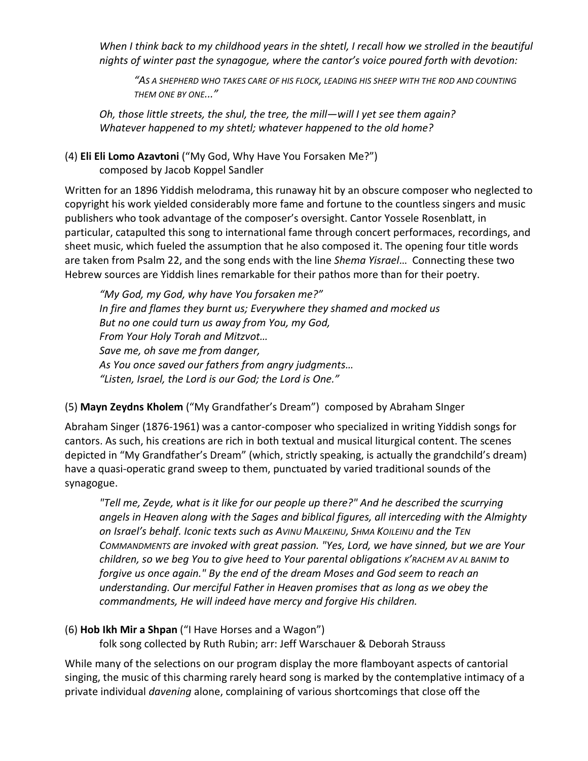*When I think back to my childhood years in the shtetl, I recall how we strolled in the beautiful nights of winter past the synagogue, where the cantor's voice poured forth with devotion:*

> *"As a shepherd who takes care of his flock, leading his sheep with the rod and counting them one by one..."*

*Oh, those little streets, the shul, the tree, the mill—will I yet see them again?*
*Whatever happened to my shtetl; whatever happened to the old home?*

(4) **Eli Eli Lomo Azavtoni** ("My God, Why Have You Forsaken Me?")
composed by Jacob Koppel Sandler

Written for an 1896 Yiddish melodrama, this runaway hit by an obscure composer who neglected to copyright his work yielded considerably more fame and fortune to the countless singers and music publishers who took advantage of the composer's oversight. Cantor Yossele Rosenblatt, in particular, catapulted this song to international fame through concert performaces, recordings, and sheet music, which fueled the assumption that he also composed it. The opening four title words are taken from Psalm 22, and the song ends with the line *Shema Yisrael*… Connecting these two Hebrew sources are Yiddish lines remarkable for their pathos more than for their poetry.

> *"My God, my God, why have You forsaken me?"*
> *In fire and flames they burnt us; Everywhere they shamed and mocked us*
> *But no one could turn us away from You, my God,*
> *From Your Holy Torah and Mitzvot…*
> *Save me, oh save me from danger,*
> *As You once saved our fathers from angry judgments…*
> *"Listen, Israel, the Lord is our God; the Lord is One."*

(5) **Mayn Zeydns Kholem** ("My Grandfather's Dream") composed by Abraham SInger

Abraham Singer (1876-1961) was a cantor-composer who specialized in writing Yiddish songs for cantors. As such, his creations are rich in both textual and musical liturgical content. The scenes depicted in "My Grandfather's Dream" (which, strictly speaking, is actually the grandchild's dream) have a quasi-operatic grand sweep to them, punctuated by varied traditional sounds of the synagogue.

> *"Tell me, Zeyde, what is it like for our people up there?" And he described the scurrying angels in Heaven along with the Sages and biblical figures, all interceding with the Almighty on Israel's behalf. Iconic texts such as Avinu Malkeinu, Shma Koileinu and the Ten Commandments are invoked with great passion. "Yes, Lord, we have sinned, but we are Your children, so we beg You to give heed to Your parental obligations k'rachem av al banim to forgive us once again." By the end of the dream Moses and God seem to reach an understanding. Our merciful Father in Heaven promises that as long as we obey the commandments, He will indeed have mercy and forgive His children.*

(6) **Hob Ikh Mir a Shpan** ("I Have Horses and a Wagon")
folk song collected by Ruth Rubin; arr: Jeff Warschauer & Deborah Strauss

While many of the selections on our program display the more flamboyant aspects of cantorial singing, the music of this charming rarely heard song is marked by the contemplative intimacy of a private individual *davening* alone, complaining of various shortcomings that close off the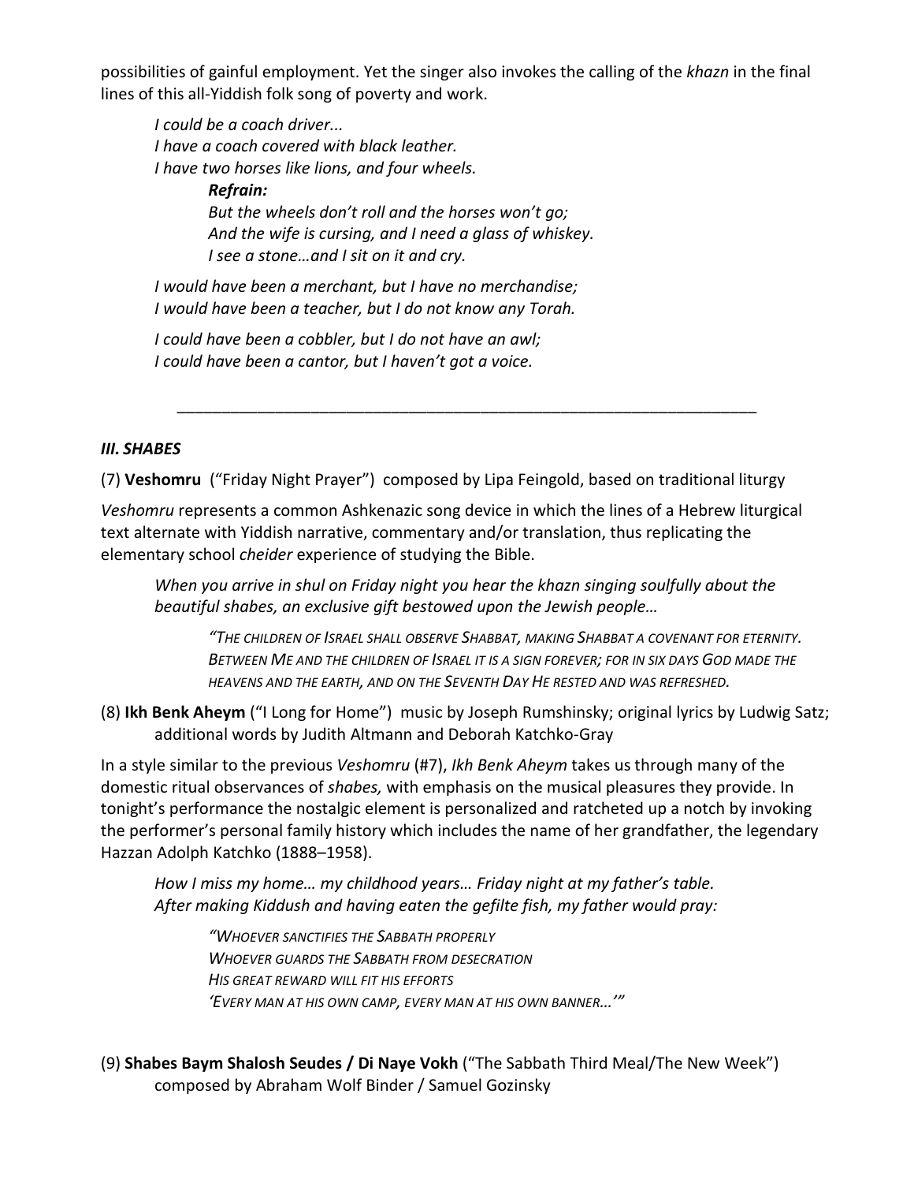possibilities of gainful employment. Yet the singer also invokes the calling of the *khazn* in the final lines of this all-Yiddish folk song of poverty and work.

> *I could be a coach driver...*
> *I have a coach covered with black leather.*
> *I have two horses like lions, and four wheels.*
>
> > ***Refrain:***
> > *But the wheels don't roll and the horses won't go;*
> > *And the wife is cursing, and I need a glass of whiskey.*
> > *I see a stone…and I sit on it and cry.*
>
> *I would have been a merchant, but I have no merchandise;*
> *I would have been a teacher, but I do not know any Torah.*
>
> *I could have been a cobbler, but I do not have an awl;*
> *I could have been a cantor, but I haven't got a voice.*

---

### *III. SHABES*

(7) **Veshomru** ("Friday Night Prayer") composed by Lipa Feingold, based on traditional liturgy

*Veshomru* represents a common Ashkenazic song device in which the lines of a Hebrew liturgical text alternate with Yiddish narrative, commentary and/or translation, thus replicating the elementary school *cheider* experience of studying the Bible.

> *When you arrive in shul on Friday night you hear the khazn singing soulfully about the beautiful shabes, an exclusive gift bestowed upon the Jewish people…*
>
> > *"THE CHILDREN OF ISRAEL SHALL OBSERVE SHABBAT, MAKING SHABBAT A COVENANT FOR ETERNITY. BETWEEN ME AND THE CHILDREN OF ISRAEL IT IS A SIGN FOREVER; FOR IN SIX DAYS GOD MADE THE HEAVENS AND THE EARTH, AND ON THE SEVENTH DAY HE RESTED AND WAS REFRESHED.*

(8) **Ikh Benk Aheym** ("I Long for Home") music by Joseph Rumshinsky; original lyrics by Ludwig Satz; additional words by Judith Altmann and Deborah Katchko-Gray

In a style similar to the previous *Veshomru* (#7), *Ikh Benk Aheym* takes us through many of the domestic ritual observances of *shabes,* with emphasis on the musical pleasures they provide. In tonight's performance the nostalgic element is personalized and ratcheted up a notch by invoking the performer's personal family history which includes the name of her grandfather, the legendary Hazzan Adolph Katchko (1888–1958).

> *How I miss my home… my childhood years… Friday night at my father's table.*
> *After making Kiddush and having eaten the gefilte fish, my father would pray:*
>
> > *"WHOEVER SANCTIFIES THE SABBATH PROPERLY*
> > *WHOEVER GUARDS THE SABBATH FROM DESECRATION*
> > *HIS GREAT REWARD WILL FIT HIS EFFORTS*
> > *'EVERY MAN AT HIS OWN CAMP, EVERY MAN AT HIS OWN BANNER…'"*

(9) **Shabes Baym Shalosh Seudes / Di Naye Vokh** ("The Sabbath Third Meal/The New Week") composed by Abraham Wolf Binder / Samuel Gozinsky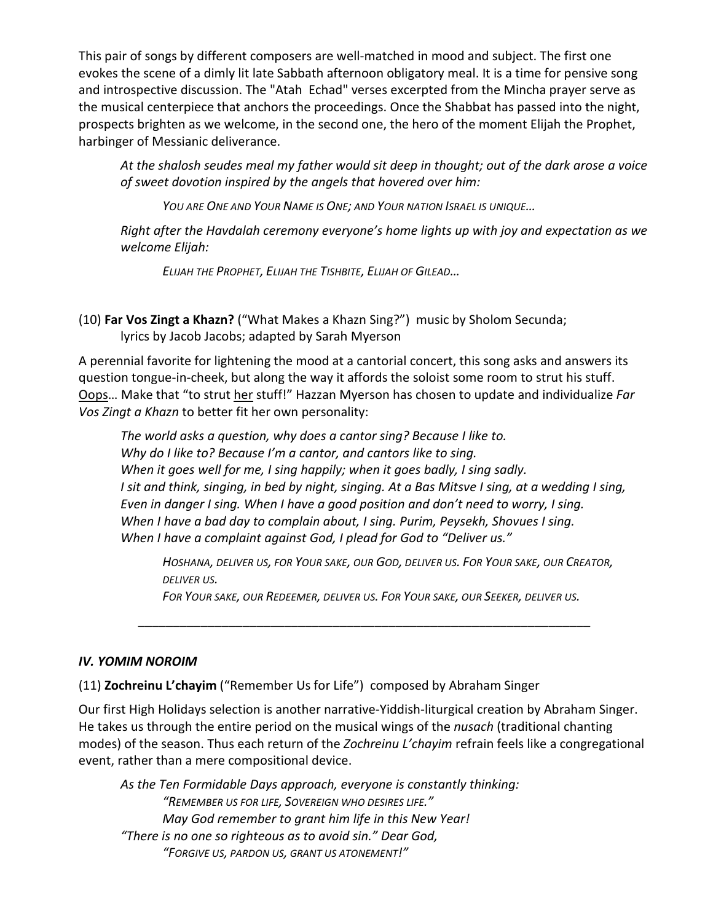This pair of songs by different composers are well-matched in mood and subject. The first one evokes the scene of a dimly lit late Sabbath afternoon obligatory meal. It is a time for pensive song and introspective discussion. The "Atah Echad" verses excerpted from the Mincha prayer serve as the musical centerpiece that anchors the proceedings. Once the Shabbat has passed into the night, prospects brighten as we welcome, in the second one, the hero of the moment Elijah the Prophet, harbinger of Messianic deliverance.

> *At the shalosh seudes meal my father would sit deep in thought; out of the dark arose a voice of sweet dovotion inspired by the angels that hovered over him:*
>
> > *YOU ARE ONE AND YOUR NAME IS ONE; AND YOUR NATION ISRAEL IS UNIQUE…*
>
> *Right after the Havdalah ceremony everyone's home lights up with joy and expectation as we welcome Elijah:*
>
> > *ELIJAH THE PROPHET, ELIJAH THE TISHBITE, ELIJAH OF GILEAD…*

(10) **Far Vos Zingt a Khazn?** ("What Makes a Khazn Sing?") music by Sholom Secunda; lyrics by Jacob Jacobs; adapted by Sarah Myerson

A perennial favorite for lightening the mood at a cantorial concert, this song asks and answers its question tongue-in-cheek, but along the way it affords the soloist some room to strut his stuff. Oops… Make that "to strut her stuff!" Hazzan Myerson has chosen to update and individualize *Far Vos Zingt a Khazn* to better fit her own personality:

> *The world asks a question, why does a cantor sing? Because I like to.*
> *Why do I like to? Because I'm a cantor, and cantors like to sing.*
> *When it goes well for me, I sing happily; when it goes badly, I sing sadly.*
> *I sit and think, singing, in bed by night, singing. At a Bas Mitsve I sing, at a wedding I sing,*
> *Even in danger I sing. When I have a good position and don't need to worry, I sing.*
> *When I have a bad day to complain about, I sing. Purim, Peysekh, Shovues I sing.*
> *When I have a complaint against God, I plead for God to "Deliver us."*
>
> > *HOSHANA, DELIVER US, FOR YOUR SAKE, OUR GOD, DELIVER US. FOR YOUR SAKE, OUR CREATOR, DELIVER US.*
> > *FOR YOUR SAKE, OUR REDEEMER, DELIVER US. FOR YOUR SAKE, OUR SEEKER, DELIVER US.*

---

### *IV. YOMIM NOROIM*

(11) **Zochreinu L'chayim** ("Remember Us for Life") composed by Abraham Singer

Our first High Holidays selection is another narrative-Yiddish-liturgical creation by Abraham Singer. He takes us through the entire period on the musical wings of the *nusach* (traditional chanting modes) of the season. Thus each return of the *Zochreinu L'chayim* refrain feels like a congregational event, rather than a mere compositional device.

> *As the Ten Formidable Days approach, everyone is constantly thinking:*
> > *"REMEMBER US FOR LIFE, SOVEREIGN WHO DESIRES LIFE."*
> > *May God remember to grant him life in this New Year!*
>
> *"There is no one so righteous as to avoid sin." Dear God,*
> > *"FORGIVE US, PARDON US, GRANT US ATONEMENT!"*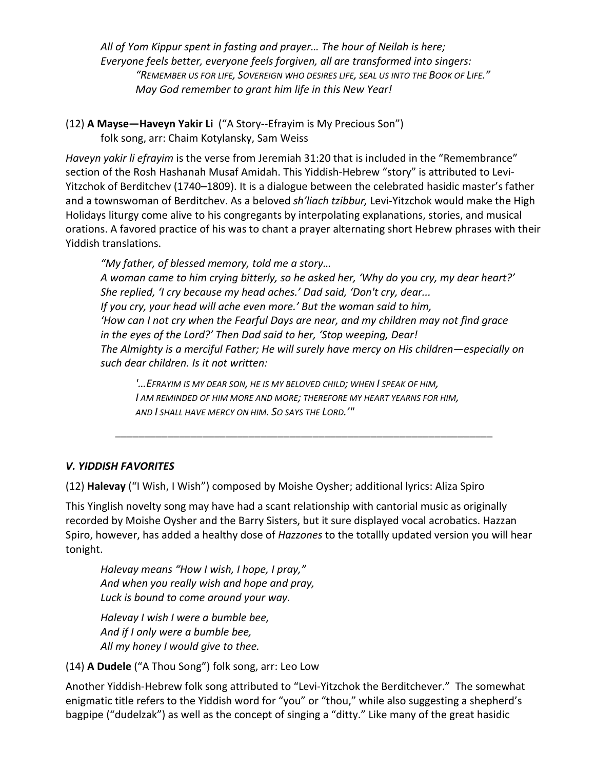*All of Yom Kippur spent in fasting and prayer… The hour of Neilah is here;*
*Everyone feels better, everyone feels forgiven, all are transformed into singers:*

> *"Remember us for life, Sovereign who desires life, seal us into the Book of Life."*
> *May God remember to grant him life in this New Year!*

(12) **A Mayse—Haveyn Yakir Li** ("A Story--Efrayim is My Precious Son")
folk song, arr: Chaim Kotylansky, Sam Weiss

*Haveyn yakir li efrayim* is the verse from Jeremiah 31:20 that is included in the "Remembrance" section of the Rosh Hashanah Musaf Amidah. This Yiddish-Hebrew "story" is attributed to Levi-Yitzchok of Berditchev (1740–1809). It is a dialogue between the celebrated hasidic master's father and a townswoman of Berditchev. As a beloved *sh'liach tzibbur,* Levi-Yitzchok would make the High Holidays liturgy come alive to his congregants by interpolating explanations, stories, and musical orations. A favored practice of his was to chant a prayer alternating short Hebrew phrases with their Yiddish translations.

*"My father, of blessed memory, told me a story…*
*A woman came to him crying bitterly, so he asked her, 'Why do you cry, my dear heart?'*
*She replied, 'I cry because my head aches.' Dad said, 'Don't cry, dear...*
*If you cry, your head will ache even more.' But the woman said to him,*
*'How can I not cry when the Fearful Days are near, and my children may not find grace in the eyes of the Lord?' Then Dad said to her, 'Stop weeping, Dear!*
*The Almighty is a merciful Father; He will surely have mercy on His children—especially on such dear children. Is it not written:*

> *'…Efrayim is my dear son, he is my beloved child; when I speak of him,*
> *I am reminded of him more and more; therefore my heart yearns for him,*
> *and I shall have mercy on him. So says the Lord.'"*

---

### *V. YIDDISH FAVORITES*

(12) **Halevay** ("I Wish, I Wish") composed by Moishe Oysher; additional lyrics: Aliza Spiro

This Yinglish novelty song may have had a scant relationship with cantorial music as originally recorded by Moishe Oysher and the Barry Sisters, but it sure displayed vocal acrobatics. Hazzan Spiro, however, has added a healthy dose of *Hazzones* to the totallly updated version you will hear tonight.

*Halevay means "How I wish, I hope, I pray,"*
*And when you really wish and hope and pray,*
*Luck is bound to come around your way.*

*Halevay I wish I were a bumble bee,*
*And if I only were a bumble bee,*
*All my honey I would give to thee.*

(14) **A Dudele** ("A Thou Song") folk song, arr: Leo Low

Another Yiddish-Hebrew folk song attributed to "Levi-Yitzchok the Berditchever." The somewhat enigmatic title refers to the Yiddish word for "you" or "thou," while also suggesting a shepherd's bagpipe ("dudelzak") as well as the concept of singing a "ditty." Like many of the great hasidic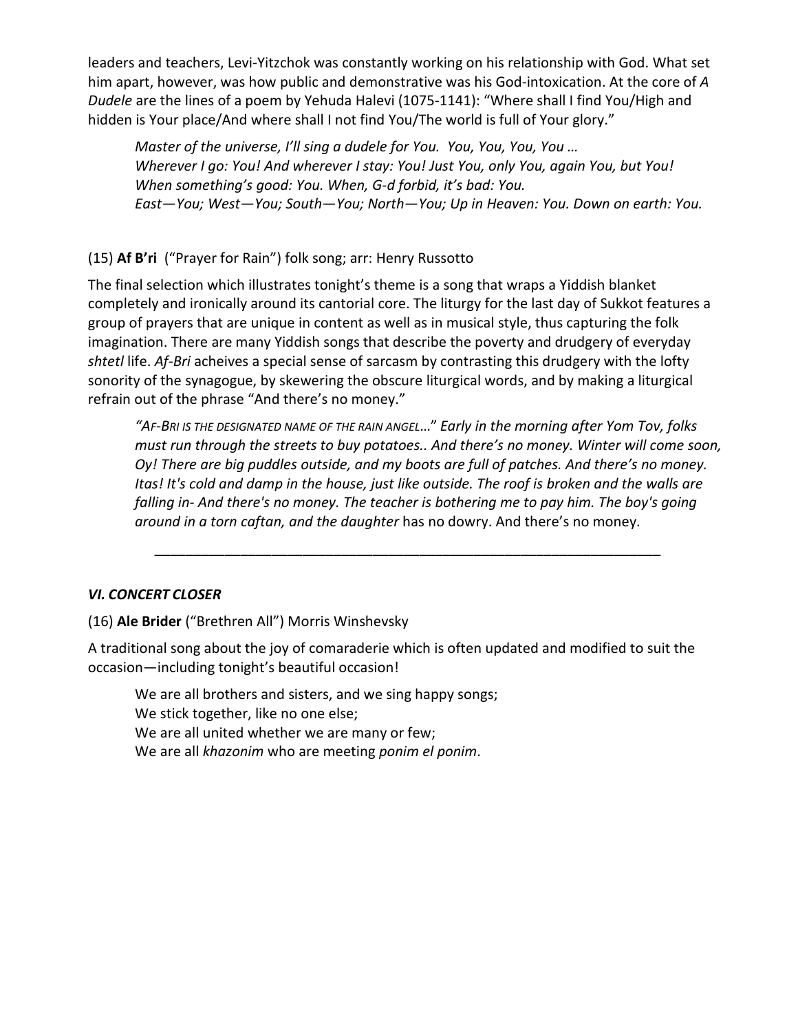leaders and teachers, Levi-Yitzchok was constantly working on his relationship with God. What set him apart, however, was how public and demonstrative was his God-intoxication. At the core of *A Dudele* are the lines of a poem by Yehuda Halevi (1075-1141): "Where shall I find You/High and hidden is Your place/And where shall I not find You/The world is full of Your glory."

> *Master of the universe, I'll sing a dudele for You. You, You, You, You …*
> *Wherever I go: You! And wherever I stay: You! Just You, only You, again You, but You!*
> *When something's good: You. When, G-d forbid, it's bad: You.*
> *East—You; West—You; South—You; North—You; Up in Heaven: You. Down on earth: You.*

(15) **Af B'ri** ("Prayer for Rain") folk song; arr: Henry Russotto

The final selection which illustrates tonight's theme is a song that wraps a Yiddish blanket completely and ironically around its cantorial core. The liturgy for the last day of Sukkot features a group of prayers that are unique in content as well as in musical style, thus capturing the folk imagination. There are many Yiddish songs that describe the poverty and drudgery of everyday *shtetl* life. *Af-Bri* acheives a special sense of sarcasm by contrasting this drudgery with the lofty sonority of the synagogue, by skewering the obscure liturgical words, and by making a liturgical refrain out of the phrase "And there's no money."

> *"AF-BRI IS THE DESIGNATED NAME OF THE RAIN ANGEL…" Early in the morning after Yom Tov, folks must run through the streets to buy potatoes.. And there's no money. Winter will come soon, Oy! There are big puddles outside, and my boots are full of patches. And there's no money. Itas! It's cold and damp in the house, just like outside. The roof is broken and the walls are falling in- And there's no money. The teacher is bothering me to pay him. The boy's going around in a torn caftan, and the daughter* has no dowry. And there's no money.

---

### *VI. CONCERT CLOSER*

(16) **Ale Brider** ("Brethren All") Morris Winshevsky

A traditional song about the joy of comaraderie which is often updated and modified to suit the occasion—including tonight's beautiful occasion!

> We are all brothers and sisters, and we sing happy songs;
> We stick together, like no one else;
> We are all united whether we are many or few;
> We are all *khazonim* who are meeting *ponim el ponim*.